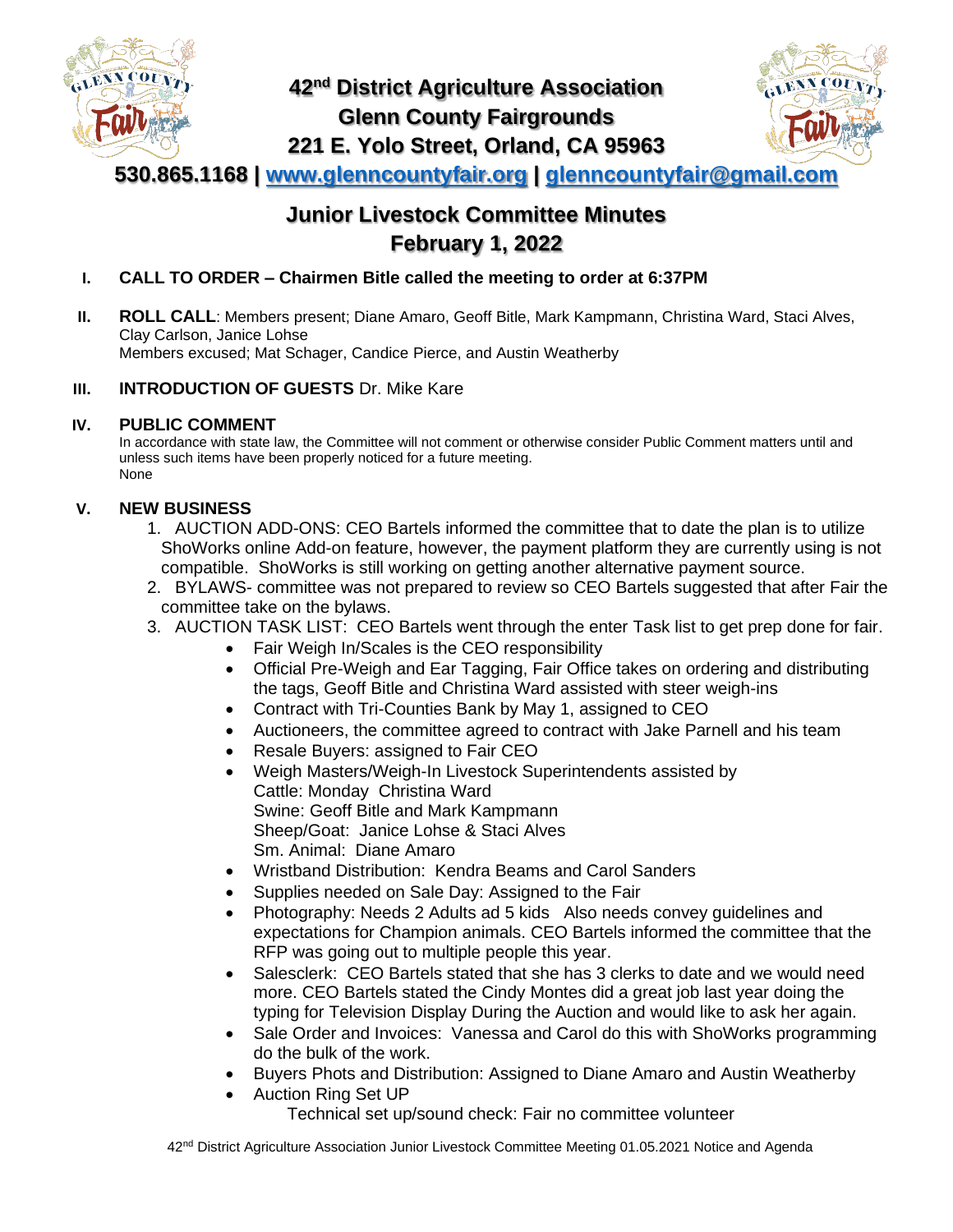# 42nd District Agriculture Association
# Glenn County Fairgrounds
# 221 E. Yolo Street, Orland, CA 95963

**530.865.1168 | [www.glenncountyfair.org](http://www.glenncountyfair.org) | [glenncountyfair@gmail.com](mailto:glenncountyfair@gmail.com)**

## Junior Livestock Committee Minutes
## February 1, 2022

**I. CALL TO ORDER – Chairmen Bitle called the meeting to order at 6:37PM**

**II. ROLL CALL**: Members present; Diane Amaro, Geoff Bitle, Mark Kampmann, Christina Ward, Staci Alves, Clay Carlson, Janice Lohse
Members excused; Mat Schager, Candice Pierce, and Austin Weatherby

**III. INTRODUCTION OF GUESTS** Dr. Mike Kare

**IV. PUBLIC COMMENT**
In accordance with state law, the Committee will not comment or otherwise consider Public Comment matters until and unless such items have been properly noticed for a future meeting.
None

**V. NEW BUSINESS**

1. AUCTION ADD-ONS: CEO Bartels informed the committee that to date the plan is to utilize ShoWorks online Add-on feature, however, the payment platform they are currently using is not compatible. ShoWorks is still working on getting another alternative payment source.
2. BYLAWS- committee was not prepared to review so CEO Bartels suggested that after Fair the committee take on the bylaws.
3. AUCTION TASK LIST: CEO Bartels went through the enter Task list to get prep done for fair.
   - Fair Weigh In/Scales is the CEO responsibility
   - Official Pre-Weigh and Ear Tagging, Fair Office takes on ordering and distributing the tags, Geoff Bitle and Christina Ward assisted with steer weigh-ins
   - Contract with Tri-Counties Bank by May 1, assigned to CEO
   - Auctioneers, the committee agreed to contract with Jake Parnell and his team
   - Resale Buyers: assigned to Fair CEO
   - Weigh Masters/Weigh-In Livestock Superintendents assisted by
     Cattle: Monday Christina Ward
     Swine: Geoff Bitle and Mark Kampmann
     Sheep/Goat: Janice Lohse & Staci Alves
     Sm. Animal: Diane Amaro
   - Wristband Distribution: Kendra Beams and Carol Sanders
   - Supplies needed on Sale Day: Assigned to the Fair
   - Photography: Needs 2 Adults ad 5 kids Also needs convey guidelines and expectations for Champion animals. CEO Bartels informed the committee that the RFP was going out to multiple people this year.
   - Salesclerk: CEO Bartels stated that she has 3 clerks to date and we would need more. CEO Bartels stated the Cindy Montes did a great job last year doing the typing for Television Display During the Auction and would like to ask her again.
   - Sale Order and Invoices: Vanessa and Carol do this with ShoWorks programming do the bulk of the work.
   - Buyers Phots and Distribution: Assigned to Diane Amaro and Austin Weatherby
   - Auction Ring Set UP
     Technical set up/sound check: Fair no committee volunteer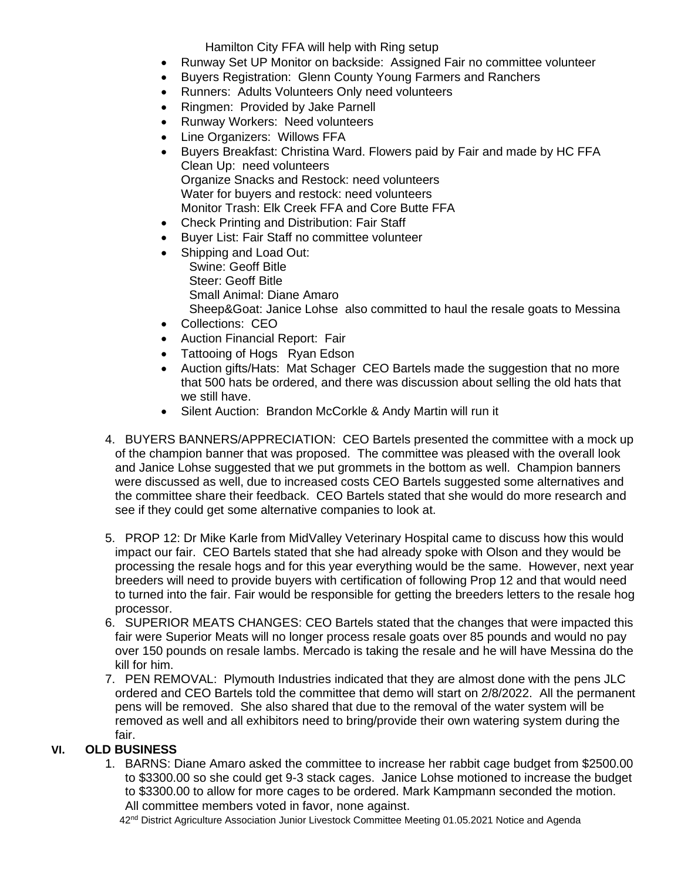Hamilton City FFA will help with Ring setup

- Runway Set UP Monitor on backside: Assigned Fair no committee volunteer
- Buyers Registration: Glenn County Young Farmers and Ranchers
- Runners: Adults Volunteers Only need volunteers
- Ringmen: Provided by Jake Parnell
- Runway Workers: Need volunteers
- Line Organizers: Willows FFA
- Buyers Breakfast: Christina Ward. Flowers paid by Fair and made by HC FFA
  Clean Up: need volunteers
  Organize Snacks and Restock: need volunteers
  Water for buyers and restock: need volunteers
  Monitor Trash: Elk Creek FFA and Core Butte FFA
- Check Printing and Distribution: Fair Staff
- Buyer List: Fair Staff no committee volunteer
- Shipping and Load Out:
  Swine: Geoff Bitle
  Steer: Geoff Bitle
  Small Animal: Diane Amaro
  Sheep&Goat: Janice Lohse also committed to haul the resale goats to Messina
- Collections: CEO
- Auction Financial Report: Fair
- Tattooing of Hogs Ryan Edson
- Auction gifts/Hats: Mat Schager CEO Bartels made the suggestion that no more that 500 hats be ordered, and there was discussion about selling the old hats that we still have.
- Silent Auction: Brandon McCorkle & Andy Martin will run it

4. BUYERS BANNERS/APPRECIATION: CEO Bartels presented the committee with a mock up of the champion banner that was proposed. The committee was pleased with the overall look and Janice Lohse suggested that we put grommets in the bottom as well. Champion banners were discussed as well, due to increased costs CEO Bartels suggested some alternatives and the committee share their feedback. CEO Bartels stated that she would do more research and see if they could get some alternative companies to look at.

5. PROP 12: Dr Mike Karle from MidValley Veterinary Hospital came to discuss how this would impact our fair. CEO Bartels stated that she had already spoke with Olson and they would be processing the resale hogs and for this year everything would be the same. However, next year breeders will need to provide buyers with certification of following Prop 12 and that would need to turned into the fair. Fair would be responsible for getting the breeders letters to the resale hog processor.
6. SUPERIOR MEATS CHANGES: CEO Bartels stated that the changes that were impacted this fair were Superior Meats will no longer process resale goats over 85 pounds and would no pay over 150 pounds on resale lambs. Mercado is taking the resale and he will have Messina do the kill for him.
7. PEN REMOVAL: Plymouth Industries indicated that they are almost done with the pens JLC ordered and CEO Bartels told the committee that demo will start on 2/8/2022. All the permanent pens will be removed. She also shared that due to the removal of the water system will be removed as well and all exhibitors need to bring/provide their own watering system during the fair.

## VI. OLD BUSINESS

1. BARNS: Diane Amaro asked the committee to increase her rabbit cage budget from $2500.00 to $3300.00 so she could get 9-3 stack cages. Janice Lohse motioned to increase the budget to $3300.00 to allow for more cages to be ordered. Mark Kampmann seconded the motion. All committee members voted in favor, none against.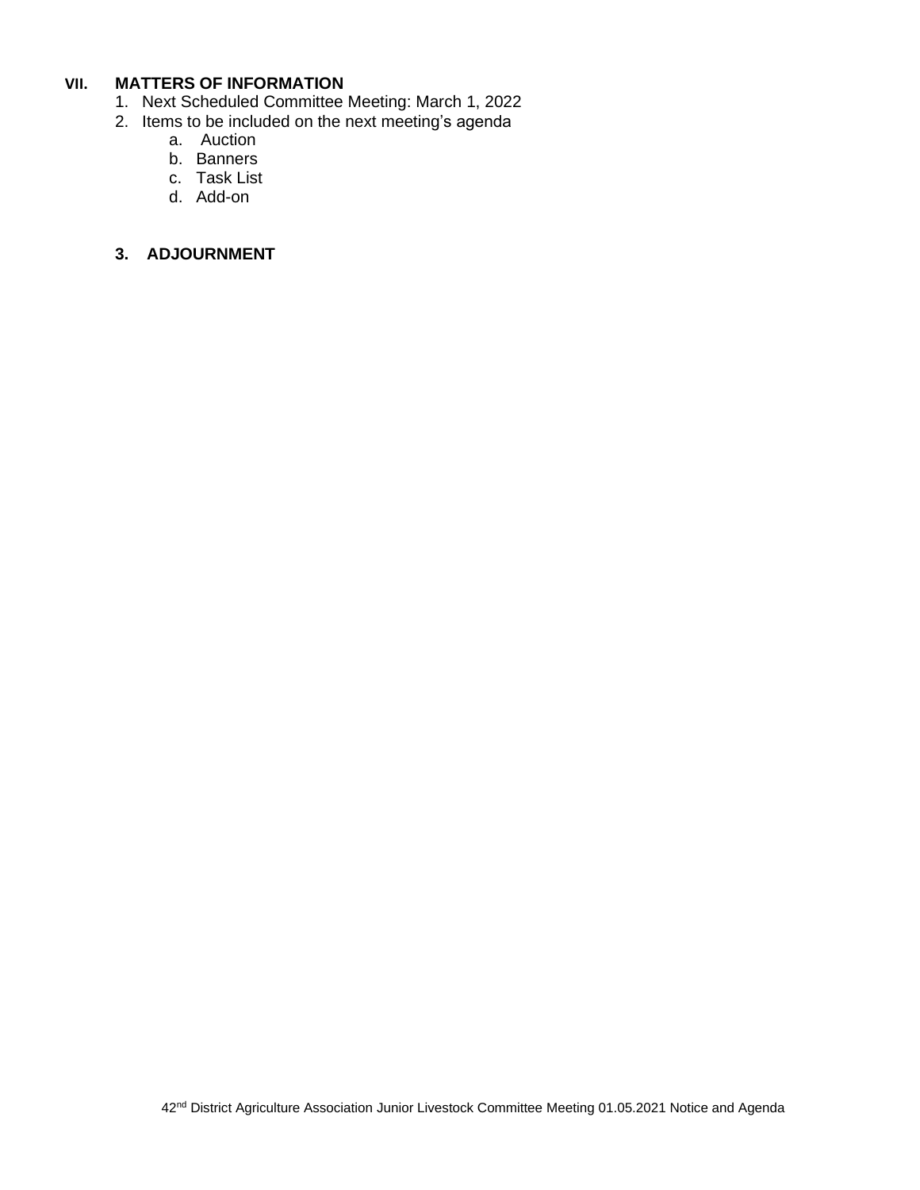## VII. MATTERS OF INFORMATION

1. Next Scheduled Committee Meeting: March 1, 2022
2. Items to be included on the next meeting's agenda
   a. Auction
   b. Banners
   c. Task List
   d. Add-on

### 3. ADJOURNMENT